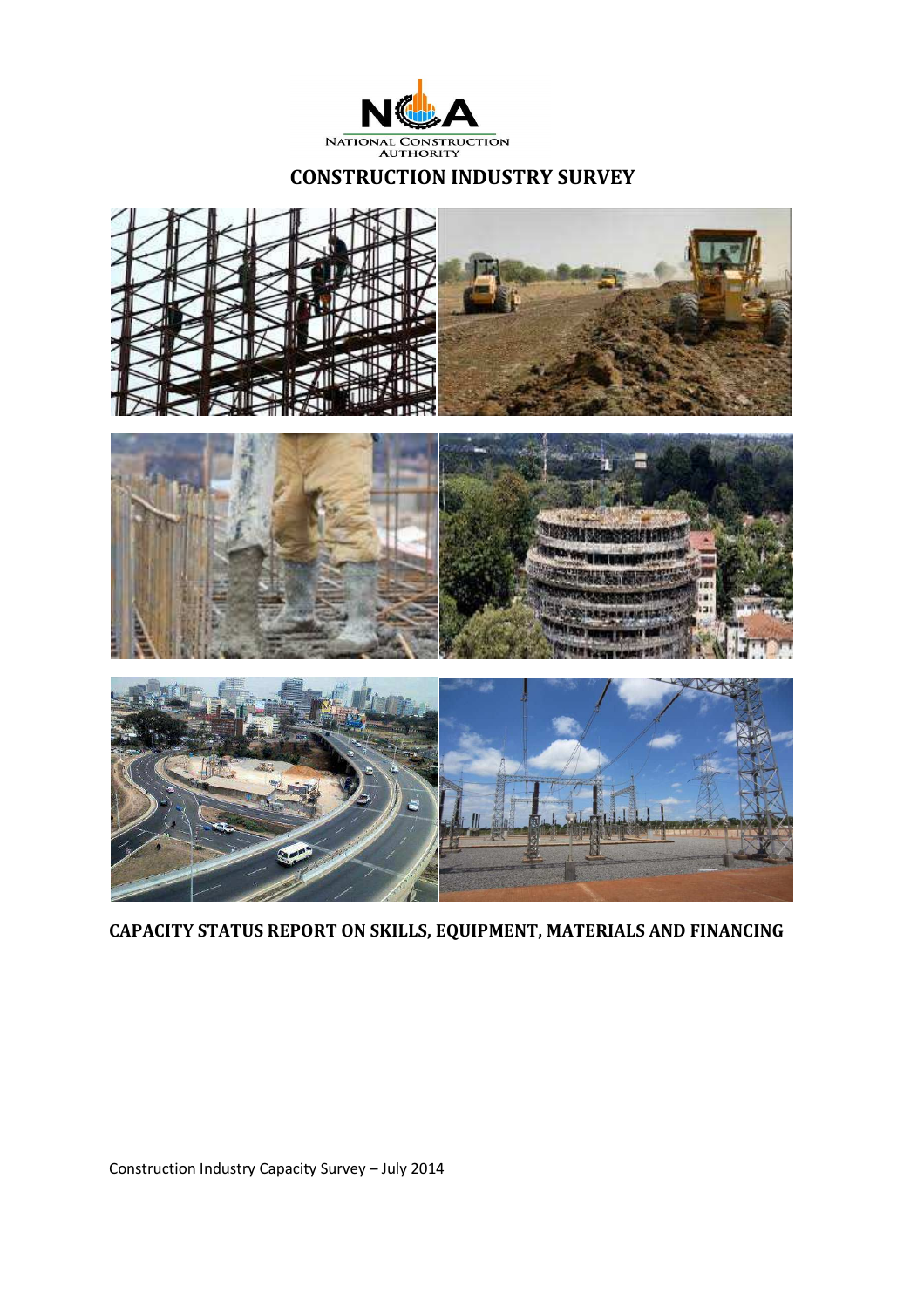NATIONAL CONSTRUCTION AUTHORITY

# CONSTRUCTION INDUSTRY SURVEY

**CAPACITY STATUS REPORT ON SKILLS, EQUIPMENT, MATERIALS AND FINANCING**

Construction Industry Capacity Survey – July 2014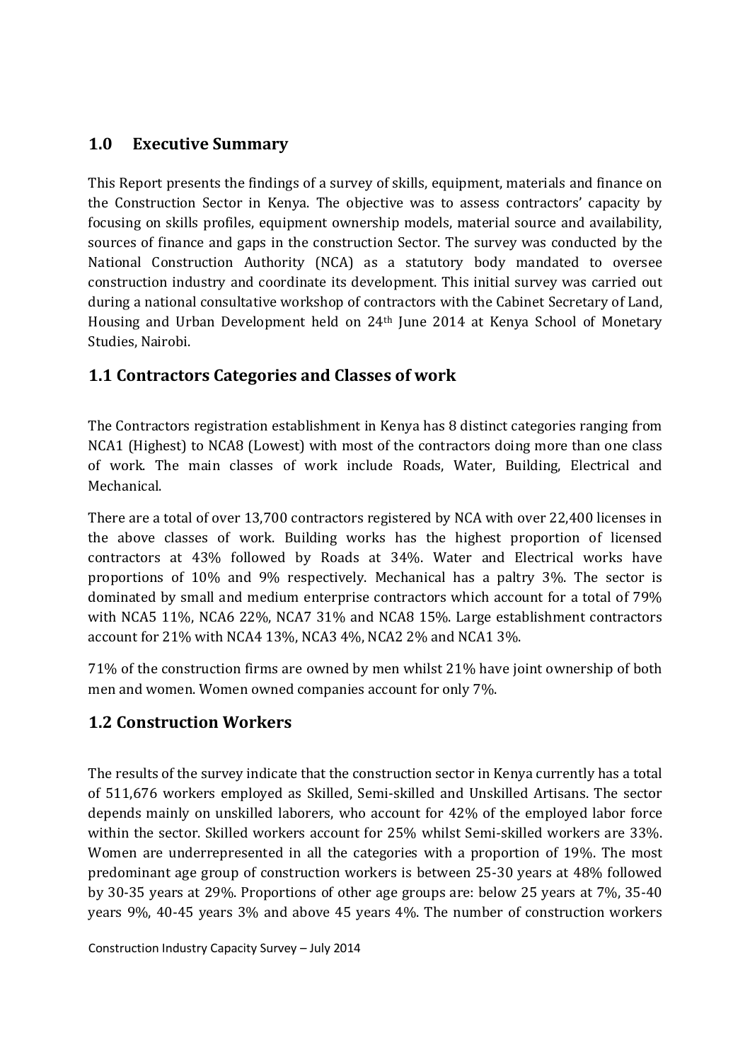## 1.0 Executive Summary

This Report presents the findings of a survey of skills, equipment, materials and finance on the Construction Sector in Kenya. The objective was to assess contractors' capacity by focusing on skills profiles, equipment ownership models, material source and availability, sources of finance and gaps in the construction Sector. The survey was conducted by the National Construction Authority (NCA) as a statutory body mandated to oversee construction industry and coordinate its development. This initial survey was carried out during a national consultative workshop of contractors with the Cabinet Secretary of Land, Housing and Urban Development held on 24th June 2014 at Kenya School of Monetary Studies, Nairobi.

## 1.1 Contractors Categories and Classes of work

The Contractors registration establishment in Kenya has 8 distinct categories ranging from NCA1 (Highest) to NCA8 (Lowest) with most of the contractors doing more than one class of work. The main classes of work include Roads, Water, Building, Electrical and Mechanical.

There are a total of over 13,700 contractors registered by NCA with over 22,400 licenses in the above classes of work. Building works has the highest proportion of licensed contractors at 43% followed by Roads at 34%. Water and Electrical works have proportions of 10% and 9% respectively. Mechanical has a paltry 3%. The sector is dominated by small and medium enterprise contractors which account for a total of 79% with NCA5 11%, NCA6 22%, NCA7 31% and NCA8 15%. Large establishment contractors account for 21% with NCA4 13%, NCA3 4%, NCA2 2% and NCA1 3%.

71% of the construction firms are owned by men whilst 21% have joint ownership of both men and women. Women owned companies account for only 7%.

## 1.2 Construction Workers

The results of the survey indicate that the construction sector in Kenya currently has a total of 511,676 workers employed as Skilled, Semi-skilled and Unskilled Artisans. The sector depends mainly on unskilled laborers, who account for 42% of the employed labor force within the sector. Skilled workers account for 25% whilst Semi-skilled workers are 33%. Women are underrepresented in all the categories with a proportion of 19%. The most predominant age group of construction workers is between 25-30 years at 48% followed by 30-35 years at 29%. Proportions of other age groups are: below 25 years at 7%, 35-40 years 9%, 40-45 years 3% and above 45 years 4%. The number of construction workers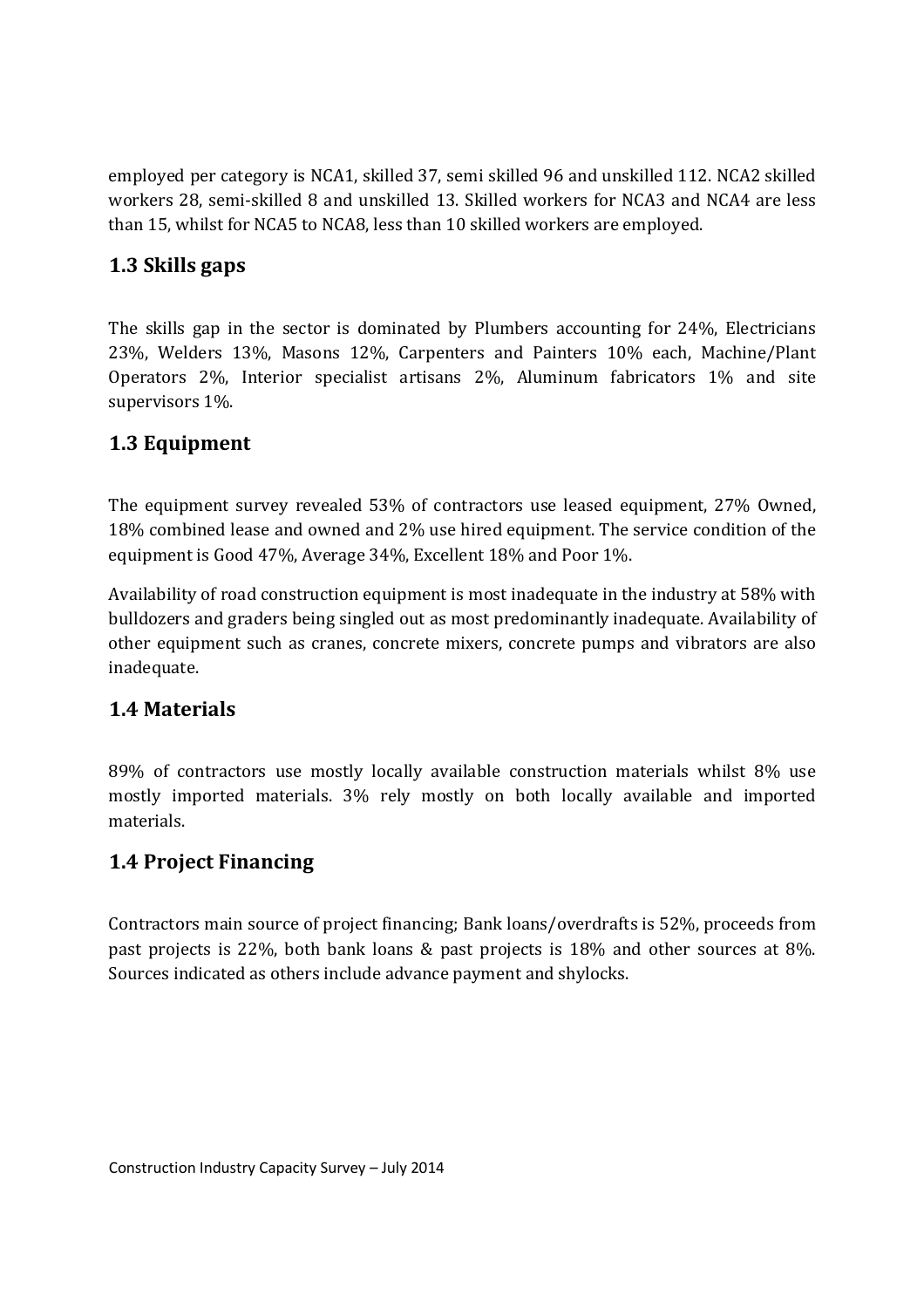employed per category is NCA1, skilled 37, semi skilled 96 and unskilled 112. NCA2 skilled workers 28, semi-skilled 8 and unskilled 13. Skilled workers for NCA3 and NCA4 are less than 15, whilst for NCA5 to NCA8, less than 10 skilled workers are employed.

## 1.3 Skills gaps

The skills gap in the sector is dominated by Plumbers accounting for 24%, Electricians 23%, Welders 13%, Masons 12%, Carpenters and Painters 10% each, Machine/Plant Operators 2%, Interior specialist artisans 2%, Aluminum fabricators 1% and site supervisors 1%.

## 1.3 Equipment

The equipment survey revealed 53% of contractors use leased equipment, 27% Owned, 18% combined lease and owned and 2% use hired equipment. The service condition of the equipment is Good 47%, Average 34%, Excellent 18% and Poor 1%.

Availability of road construction equipment is most inadequate in the industry at 58% with bulldozers and graders being singled out as most predominantly inadequate. Availability of other equipment such as cranes, concrete mixers, concrete pumps and vibrators are also inadequate.

## 1.4 Materials

89% of contractors use mostly locally available construction materials whilst 8% use mostly imported materials. 3% rely mostly on both locally available and imported materials.

## 1.4 Project Financing

Contractors main source of project financing; Bank loans/overdrafts is 52%, proceeds from past projects is 22%, both bank loans & past projects is 18% and other sources at 8%. Sources indicated as others include advance payment and shylocks.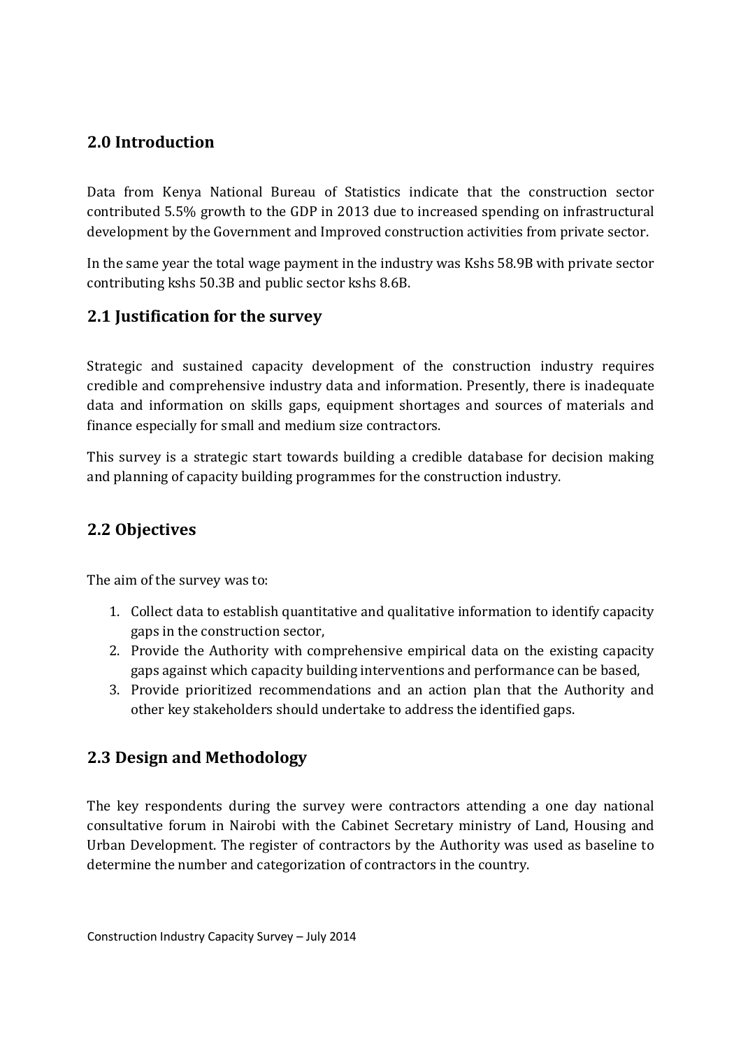## 2.0 Introduction

Data from Kenya National Bureau of Statistics indicate that the construction sector contributed 5.5% growth to the GDP in 2013 due to increased spending on infrastructural development by the Government and Improved construction activities from private sector.

In the same year the total wage payment in the industry was Kshs 58.9B with private sector contributing kshs 50.3B and public sector kshs 8.6B.

## 2.1 Justification for the survey

Strategic and sustained capacity development of the construction industry requires credible and comprehensive industry data and information. Presently, there is inadequate data and information on skills gaps, equipment shortages and sources of materials and finance especially for small and medium size contractors.

This survey is a strategic start towards building a credible database for decision making and planning of capacity building programmes for the construction industry.

## 2.2 Objectives

The aim of the survey was to:

1. Collect data to establish quantitative and qualitative information to identify capacity gaps in the construction sector,
2. Provide the Authority with comprehensive empirical data on the existing capacity gaps against which capacity building interventions and performance can be based,
3. Provide prioritized recommendations and an action plan that the Authority and other key stakeholders should undertake to address the identified gaps.

## 2.3 Design and Methodology

The key respondents during the survey were contractors attending a one day national consultative forum in Nairobi with the Cabinet Secretary ministry of Land, Housing and Urban Development. The register of contractors by the Authority was used as baseline to determine the number and categorization of contractors in the country.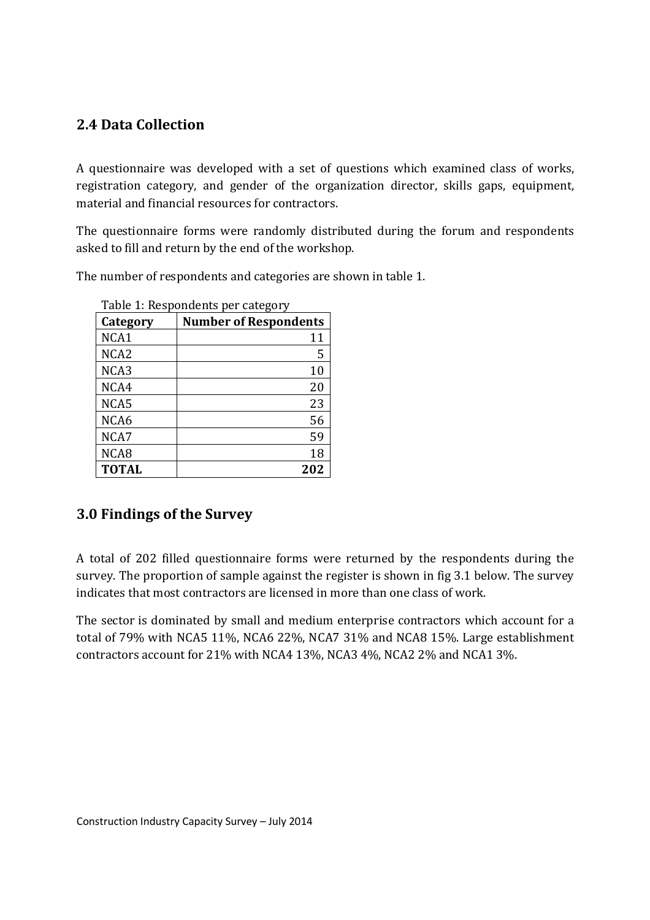## 2.4 Data Collection

A questionnaire was developed with a set of questions which examined class of works, registration category, and gender of the organization director, skills gaps, equipment, material and financial resources for contractors.

The questionnaire forms were randomly distributed during the forum and respondents asked to fill and return by the end of the workshop.

The number of respondents and categories are shown in table 1.

Table 1: Respondents per category

| Category | Number of Respondents |
|---|---:|
| NCA1 | 11 |
| NCA2 | 5 |
| NCA3 | 10 |
| NCA4 | 20 |
| NCA5 | 23 |
| NCA6 | 56 |
| NCA7 | 59 |
| NCA8 | 18 |
| **TOTAL** | **202** |

## 3.0 Findings of the Survey

A total of 202 filled questionnaire forms were returned by the respondents during the survey. The proportion of sample against the register is shown in fig 3.1 below. The survey indicates that most contractors are licensed in more than one class of work.

The sector is dominated by small and medium enterprise contractors which account for a total of 79% with NCA5 11%, NCA6 22%, NCA7 31% and NCA8 15%. Large establishment contractors account for 21% with NCA4 13%, NCA3 4%, NCA2 2% and NCA1 3%.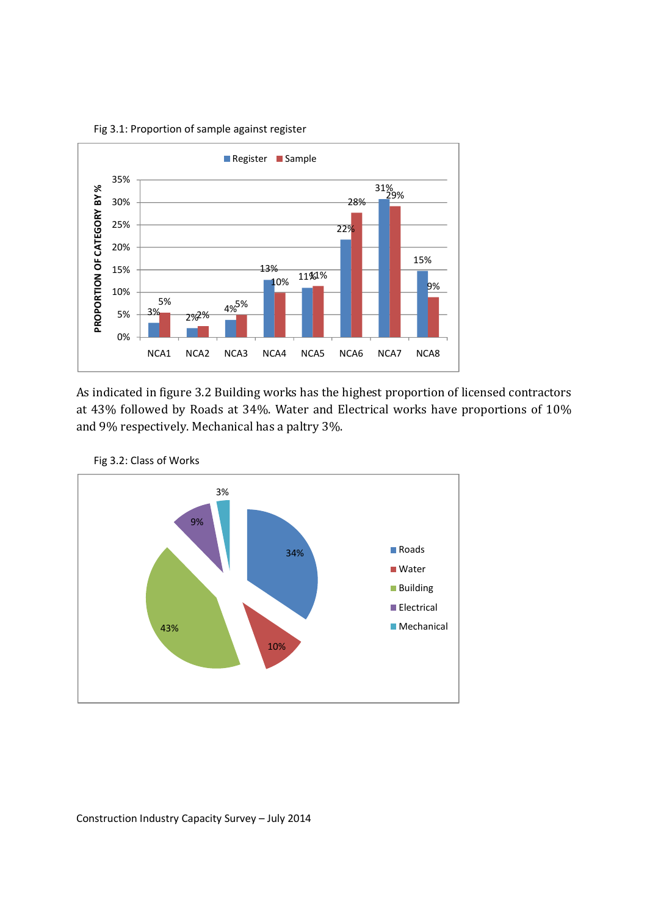Fig 3.1: Proportion of sample against register

As indicated in figure 3.2 Building works has the highest proportion of licensed contractors at 43% followed by Roads at 34%. Water and Electrical works have proportions of 10% and 9% respectively. Mechanical has a paltry 3%.

Fig 3.2: Class of Works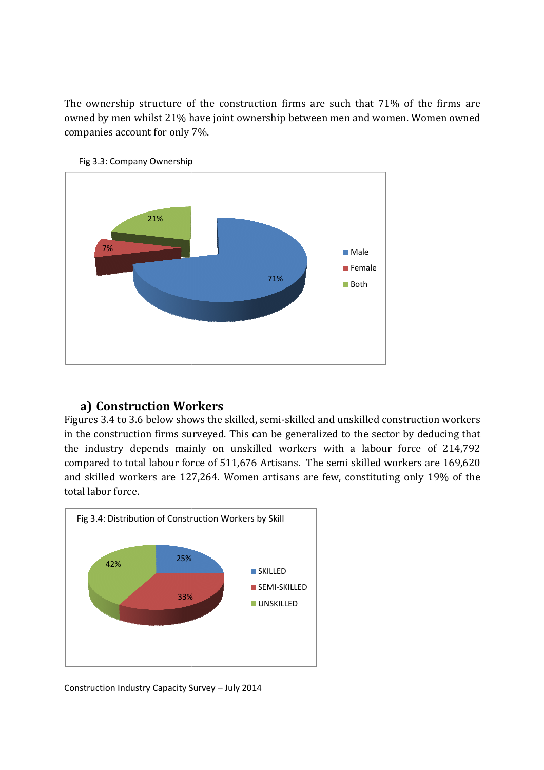The ownership structure of the construction firms are such that 71% of the firms are owned by men whilst 21% have joint ownership between men and women. Women owned companies account for only 7%.

Fig 3.3: Company Ownership

## a) Construction Workers

Figures 3.4 to 3.6 below shows the skilled, semi-skilled and unskilled construction workers in the construction firms surveyed. This can be generalized to the sector by deducing that the industry depends mainly on unskilled workers with a labour force of 214,792 compared to total labour force of 511,676 Artisans. The semi skilled workers are 169,620 and skilled workers are 127,264. Women artisans are few, constituting only 19% of the total labor force.

Fig 3.4: Distribution of Construction Workers by Skill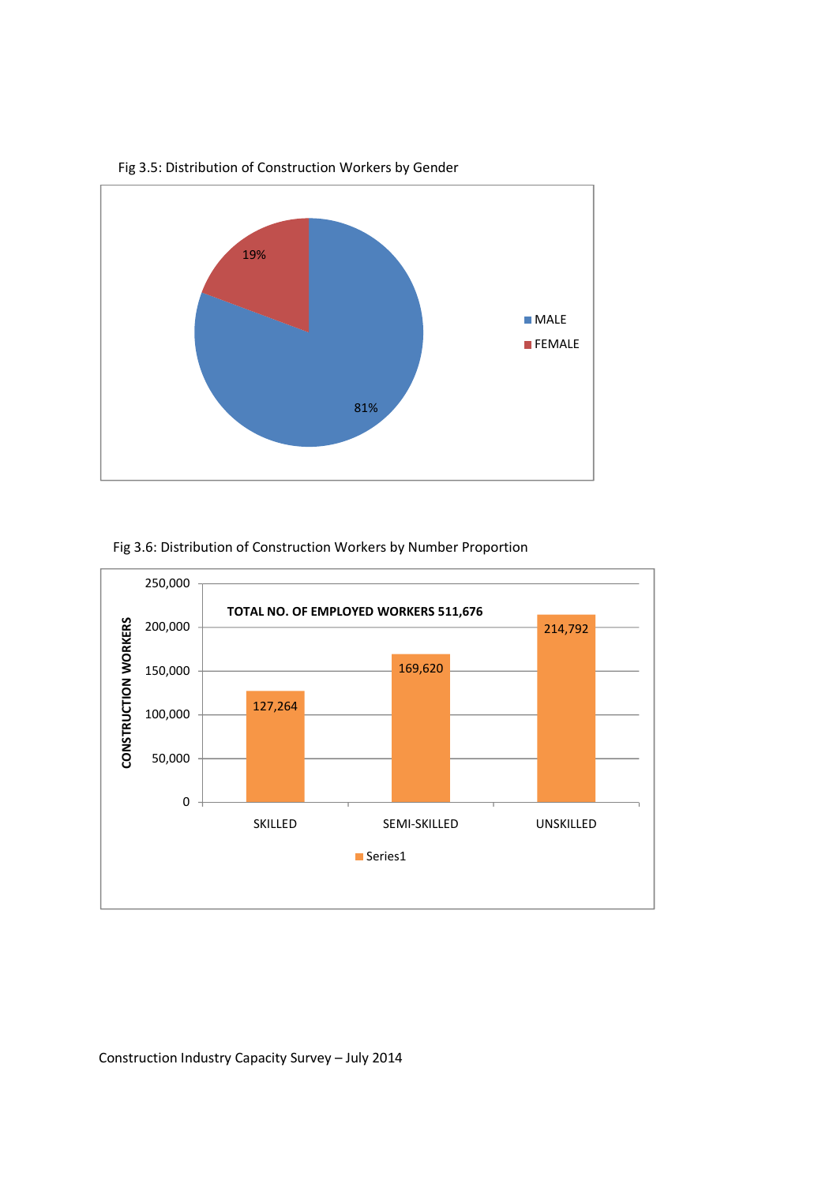Fig 3.5: Distribution of Construction Workers by Gender

| Gender | Percentage |
|---|---|
| MALE | 81% |
| FEMALE | 19% |

Fig 3.6: Distribution of Construction Workers by Number Proportion

TOTAL NO. OF EMPLOYED WORKERS 511,676

| | CONSTRUCTION WORKERS |
|---|---|
| SKILLED | 127,264 |
| SEMI-SKILLED | 169,620 |
| UNSKILLED | 214,792 |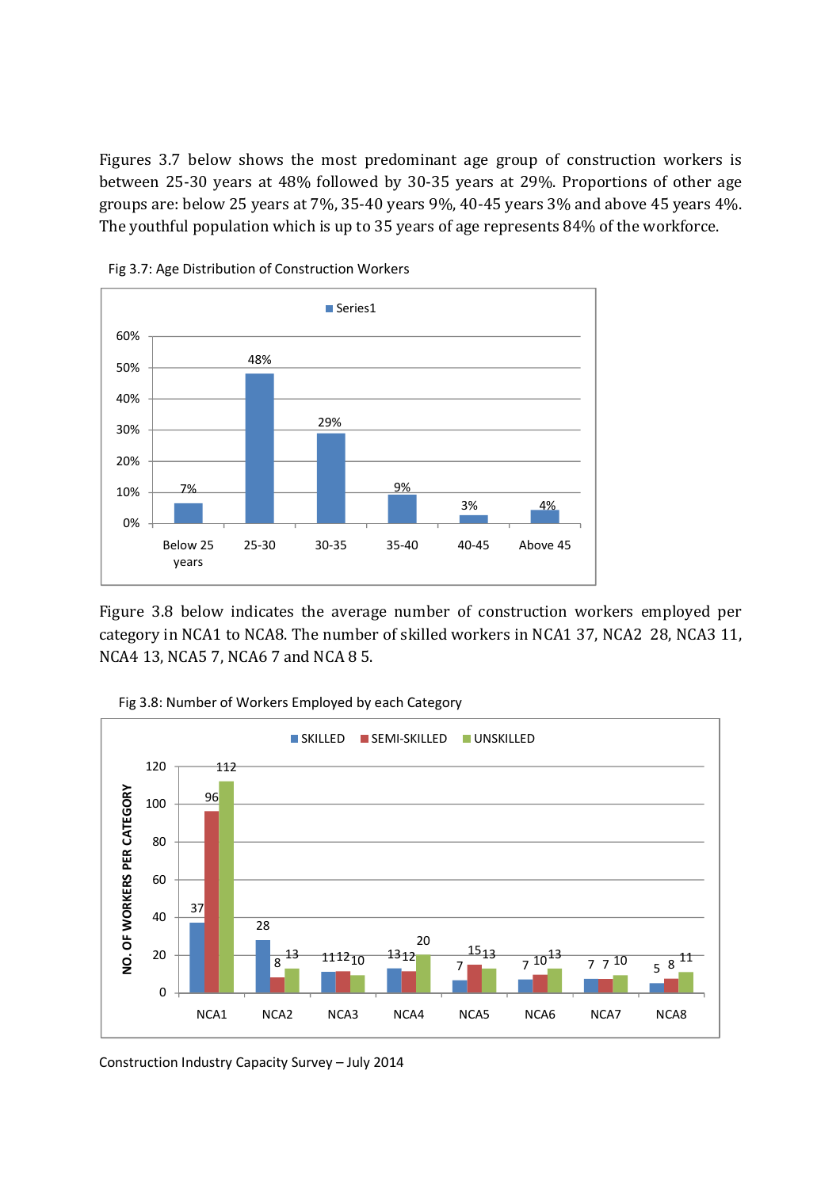Figures 3.7 below shows the most predominant age group of construction workers is between 25-30 years at 48% followed by 30-35 years at 29%. Proportions of other age groups are: below 25 years at 7%, 35-40 years 9%, 40-45 years 3% and above 45 years 4%. The youthful population which is up to 35 years of age represents 84% of the workforce.

Fig 3.7: Age Distribution of Construction Workers

| Age group | Series1 |
|---|---|
| Below 25 years | 7% |
| 25-30 | 48% |
| 30-35 | 29% |
| 35-40 | 9% |
| 40-45 | 3% |
| Above 45 | 4% |

Figure 3.8 below indicates the average number of construction workers employed per category in NCA1 to NCA8. The number of skilled workers in NCA1 37, NCA2 28, NCA3 11, NCA4 13, NCA5 7, NCA6 7 and NCA 8 5.

Fig 3.8: Number of Workers Employed by each Category

| | SKILLED | SEMI-SKILLED | UNSKILLED |
|---|---|---|---|
| NCA1 | 37 | 96 | 112 |
| NCA2 | 28 | 8 | 13 |
| NCA3 | 11 | 12 | 10 |
| NCA4 | 13 | 12 | 20 |
| NCA5 | 7 | 15 | 13 |
| NCA6 | 7 | 10 | 13 |
| NCA7 | 7 | 7 | 10 |
| NCA8 | 5 | 8 | 11 |

Construction Industry Capacity Survey – July 2014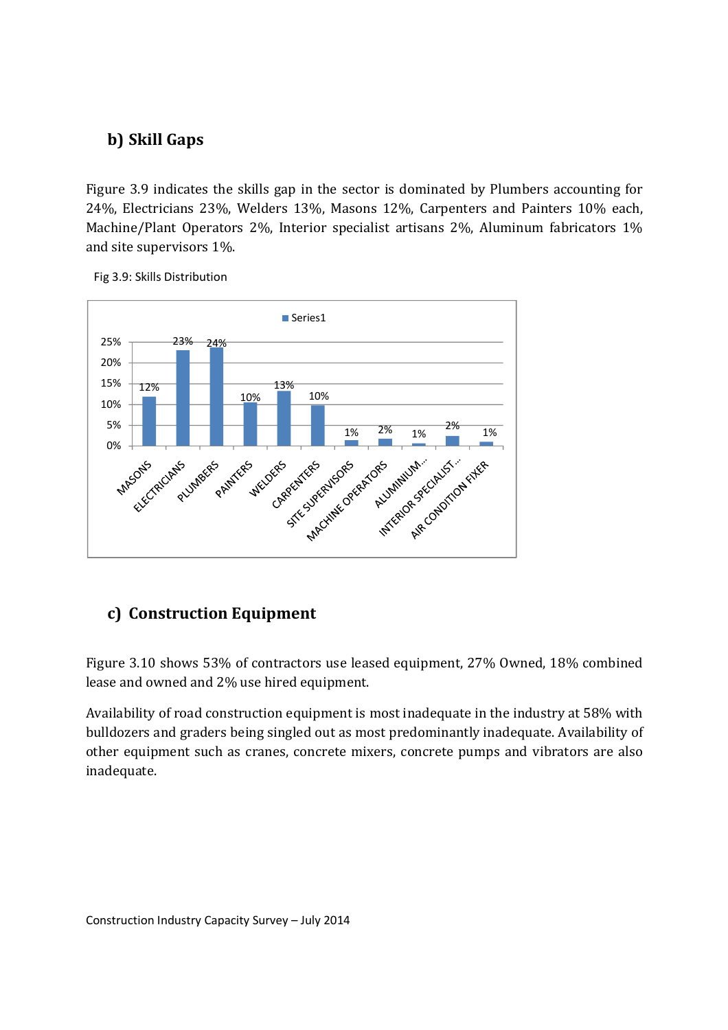## b) Skill Gaps

Figure 3.9 indicates the skills gap in the sector is dominated by Plumbers accounting for 24%, Electricians 23%, Welders 13%, Masons 12%, Carpenters and Painters 10% each, Machine/Plant Operators 2%, Interior specialist artisans 2%, Aluminum fabricators 1% and site supervisors 1%.

Fig 3.9: Skills Distribution

| | Series1 |
|---|---|
| MASONS | 12% |
| ELECTRICIANS | 23% |
| PLUMBERS | 24% |
| PAINTERS | 10% |
| WELDERS | 13% |
| CARPENTERS | 10% |
| SITE SUPERVISORS | 1% |
| MACHINE OPERATORS | 2% |
| ALUMINIUM... | 1% |
| INTERIOR SPECIALIST... | 2% |
| AIR CONDITION FIXER | 1% |

## c) Construction Equipment

Figure 3.10 shows 53% of contractors use leased equipment, 27% Owned, 18% combined lease and owned and 2% use hired equipment.

Availability of road construction equipment is most inadequate in the industry at 58% with bulldozers and graders being singled out as most predominantly inadequate. Availability of other equipment such as cranes, concrete mixers, concrete pumps and vibrators are also inadequate.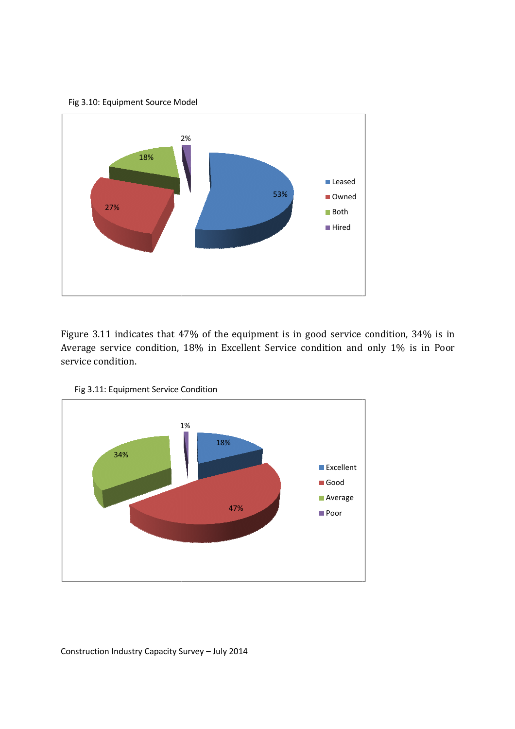Fig 3.10: Equipment Source Model

Figure 3.11 indicates that 47% of the equipment is in good service condition, 34% is in Average service condition, 18% in Excellent Service condition and only 1% is in Poor service condition.

Fig 3.11: Equipment Service Condition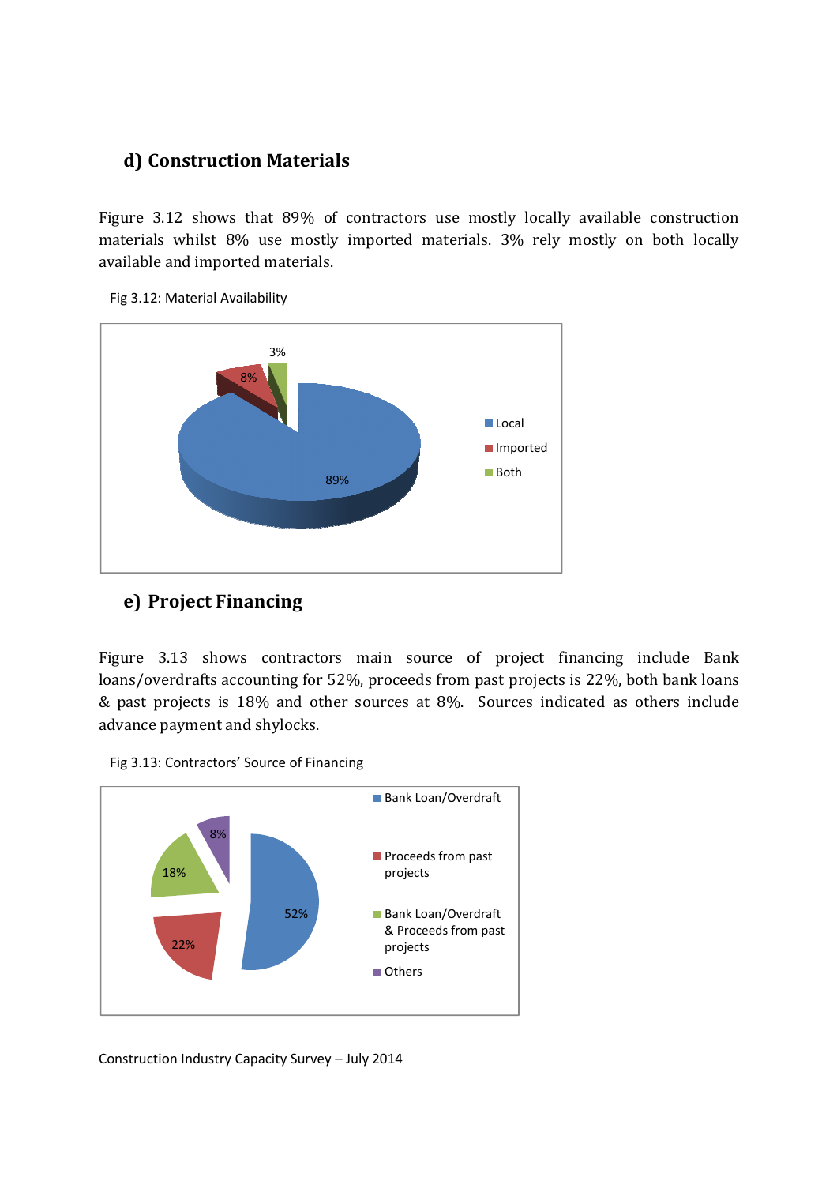### d) Construction Materials

Figure 3.12 shows that 89% of contractors use mostly locally available construction materials whilst 8% use mostly imported materials. 3% rely mostly on both locally available and imported materials.

Fig 3.12: Material Availability

### e) Project Financing

Figure 3.13 shows contractors main source of project financing include Bank loans/overdrafts accounting for 52%, proceeds from past projects is 22%, both bank loans & past projects is 18% and other sources at 8%. Sources indicated as others include advance payment and shylocks.

Fig 3.13: Contractors' Source of Financing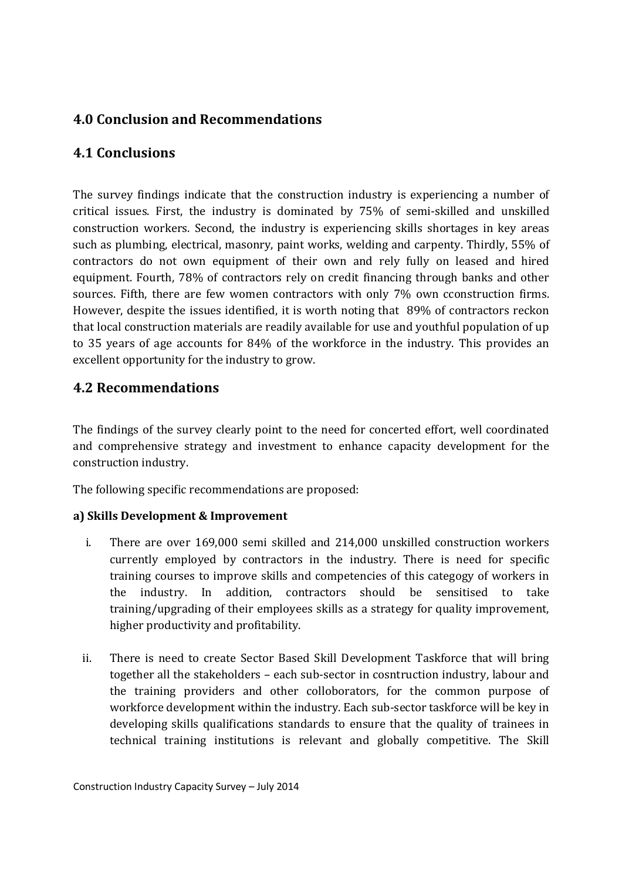## 4.0 Conclusion and Recommendations

### 4.1 Conclusions

The survey findings indicate that the construction industry is experiencing a number of critical issues. First, the industry is dominated by 75% of semi-skilled and unskilled construction workers. Second, the industry is experiencing skills shortages in key areas such as plumbing, electrical, masonry, paint works, welding and carpenty. Thirdly, 55% of contractors do not own equipment of their own and rely fully on leased and hired equipment. Fourth, 78% of contractors rely on credit financing through banks and other sources. Fifth, there are few women contractors with only 7% own cconstruction firms. However, despite the issues identified, it is worth noting that 89% of contractors reckon that local construction materials are readily available for use and youthful population of up to 35 years of age accounts for 84% of the workforce in the industry. This provides an excellent opportunity for the industry to grow.

### 4.2 Recommendations

The findings of the survey clearly point to the need for concerted effort, well coordinated and comprehensive strategy and investment to enhance capacity development for the construction industry.

The following specific recommendations are proposed:

**a) Skills Development & Improvement**

i. There are over 169,000 semi skilled and 214,000 unskilled construction workers currently employed by contractors in the industry. There is need for specific training courses to improve skills and competencies of this categogy of workers in the industry. In addition, contractors should be sensitised to take training/upgrading of their employees skills as a strategy for quality improvement, higher productivity and profitability.

ii. There is need to create Sector Based Skill Development Taskforce that will bring together all the stakeholders – each sub-sector in cosntruction industry, labour and the training providers and other colloborators, for the common purpose of workforce development within the industry. Each sub-sector taskforce will be key in developing skills qualifications standards to ensure that the quality of trainees in technical training institutions is relevant and globally competitive. The Skill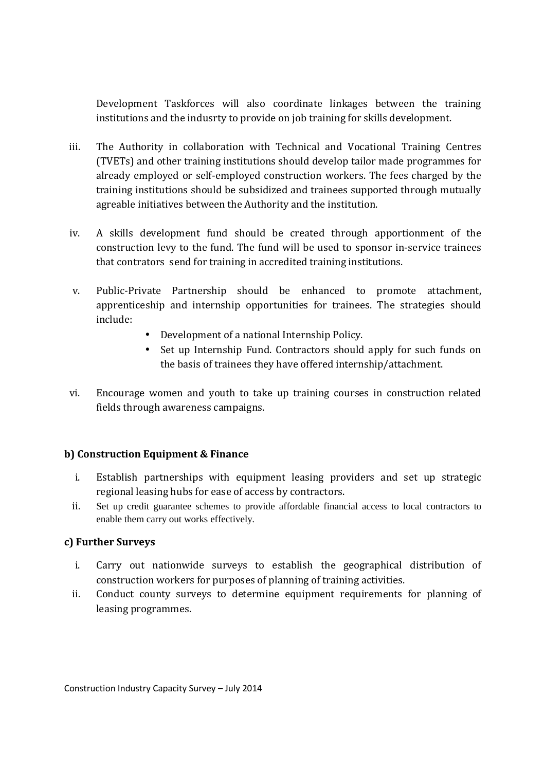Development Taskforces will also coordinate linkages between the training institutions and the indusrty to provide on job training for skills development.

iii. The Authority in collaboration with Technical and Vocational Training Centres (TVETs) and other training institutions should develop tailor made programmes for already employed or self-employed construction workers. The fees charged by the training institutions should be subsidized and trainees supported through mutually agreable initiatives between the Authority and the institution.

iv. A skills development fund should be created through apportionment of the construction levy to the fund. The fund will be used to sponsor in-service trainees that contrators send for training in accredited training institutions.

v. Public-Private Partnership should be enhanced to promote attachment, apprenticeship and internship opportunities for trainees. The strategies should include:
   - Development of a national Internship Policy.
   - Set up Internship Fund. Contractors should apply for such funds on the basis of trainees they have offered internship/attachment.

vi. Encourage women and youth to take up training courses in construction related fields through awareness campaigns.

**b) Construction Equipment & Finance**

i. Establish partnerships with equipment leasing providers and set up strategic regional leasing hubs for ease of access by contractors.

ii. Set up credit guarantee schemes to provide affordable financial access to local contractors to enable them carry out works effectively.

**c) Further Surveys**

i. Carry out nationwide surveys to establish the geographical distribution of construction workers for purposes of planning of training activities.

ii. Conduct county surveys to determine equipment requirements for planning of leasing programmes.